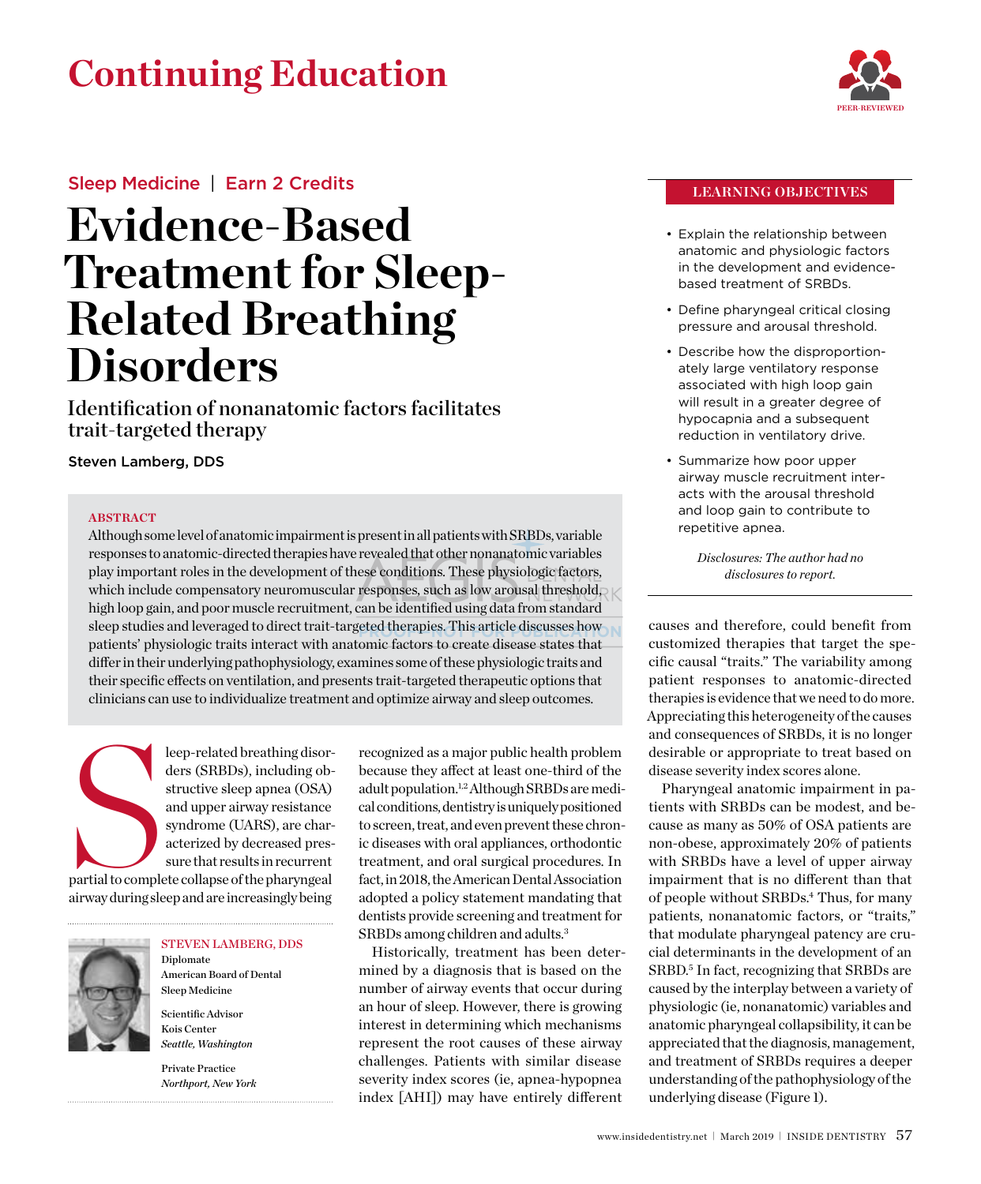# Continuing Education

Sleep Medicine | Earn 2 Credits

# Evidence-Based Treatment for Sleep-Related Breathing Disorders

## Identification of nonanatomic factors facilitates trait-targeted therapy

**Steven Lamberg, DDS**

**ABSTRACT**

Although some level of anatomic impairment is present in all patients with SRBDs, variable responses to anatomic-directed therapies have revealed that other nonanatomic variables play important roles in the development of these conditions. These physiologic factors, which include compensatory neuromuscular responses, such as low arousal threshold, high loop gain, and poor muscle recruitment, can be identified using data from standard sleep studies and leveraged to direct trait-targeted therapies. This article discusses how patients' physiologic traits interact with anatomic factors to create disease states that differ in their underlying pathophysiology, examines some of these physiologic traits and their specific effects on ventilation, and presents trait-targeted therapeutic options that clinicians can use to individualize treatment and optimize airway and sleep outcomes.

**LEARNING OBJECTIVES**

- Explain the relationship between anatomic and physiologic factors in the development and evidence-based treatment of SRBDs.
- Define pharyngeal critical closing pressure and arousal threshold.
- Describe how the disproportionately large ventilatory response associated with high loop gain will result in a greater degree of hypocapnia and a subsequent reduction in ventilatory drive.
- Summarize how poor upper airway muscle recruitment interacts with the arousal threshold and loop gain to contribute to repetitive apnea.

*Disclosures: The author had no disclosures to report.*

**STEVEN LAMBERG, DDS**
Diplomate
American Board of Dental Sleep Medicine

Scientific Advisor
Kois Center
*Seattle, Washington*

Private Practice
*Northport, New York*

Sleep-related breathing disorders (SRBDs), including obstructive sleep apnea (OSA) and upper airway resistance syndrome (UARS), are characterized by decreased pressure that results in recurrent partial to complete collapse of the pharyngeal airway during sleep and are increasingly being recognized as a major public health problem because they affect at least one-third of the adult population.[1,2] Although SRBDs are medical conditions, dentistry is uniquely positioned to screen, treat, and even prevent these chronic diseases with oral appliances, orthodontic treatment, and oral surgical procedures. In fact, in 2018, the American Dental Association adopted a policy statement mandating that dentists provide screening and treatment for SRBDs among children and adults.[3]

Historically, treatment has been determined by a diagnosis that is based on the number of airway events that occur during an hour of sleep. However, there is growing interest in determining which mechanisms represent the root causes of these airway challenges. Patients with similar disease severity index scores (ie, apnea-hypopnea index [AHI]) may have entirely different causes and therefore, could benefit from customized therapies that target the specific causal "traits." The variability among patient responses to anatomic-directed therapies is evidence that we need to do more. Appreciating this heterogeneity of the causes and consequences of SRBDs, it is no longer desirable or appropriate to treat based on disease severity index scores alone.

Pharyngeal anatomic impairment in patients with SRBDs can be modest, and because as many as 50% of OSA patients are non-obese, approximately 20% of patients with SRBDs have a level of upper airway impairment that is no different than that of people without SRBDs.[4] Thus, for many patients, nonanatomic factors, or "traits," that modulate pharyngeal patency are crucial determinants in the development of an SRBD.[5] In fact, recognizing that SRBDs are caused by the interplay between a variety of physiologic (ie, nonanatomic) variables and anatomic pharyngeal collapsibility, it can be appreciated that the diagnosis, management, and treatment of SRBDs requires a deeper understanding of the pathophysiology of the underlying disease (Figure 1).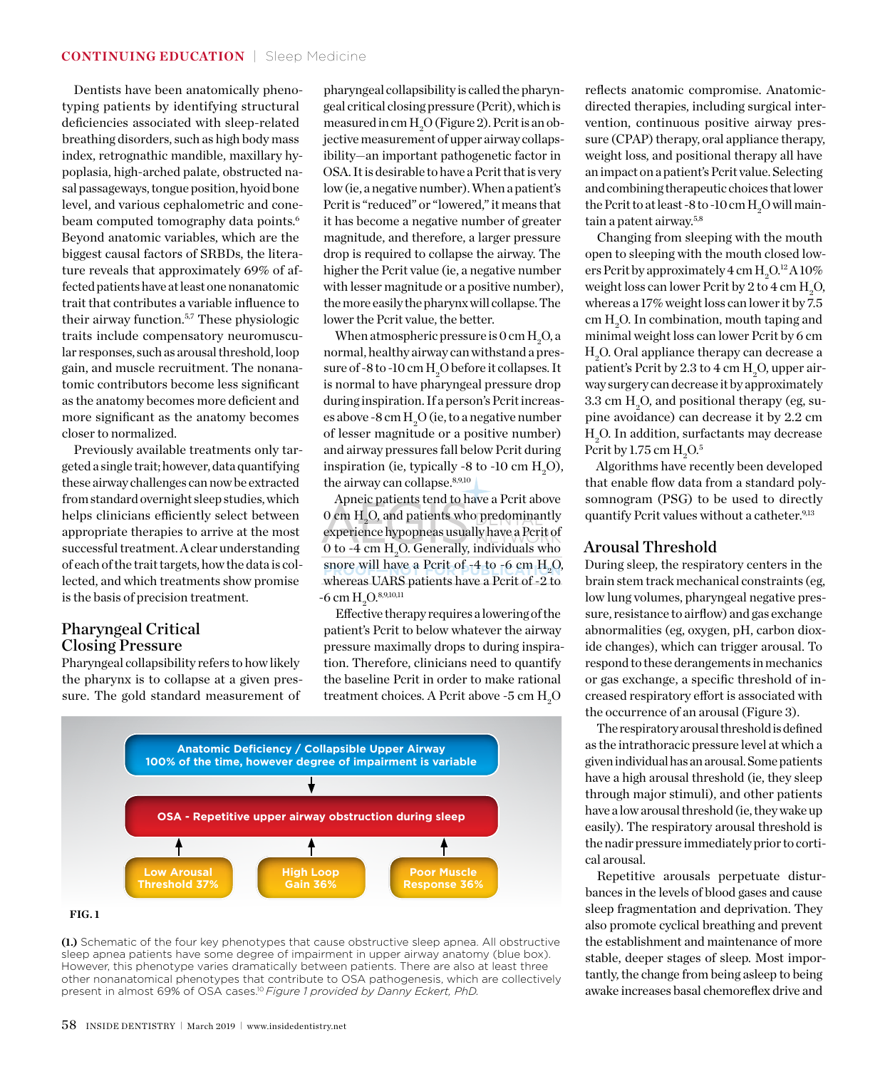Dentists have been anatomically phenotyping patients by identifying structural deficiencies associated with sleep-related breathing disorders, such as high body mass index, retrognathic mandible, maxillary hypoplasia, high-arched palate, obstructed nasal passageways, tongue position, hyoid bone level, and various cephalometric and cone-beam computed tomography data points.[6] Beyond anatomic variables, which are the biggest causal factors of SRBDs, the literature reveals that approximately 69% of affected patients have at least one nonanatomic trait that contributes a variable influence to their airway function.[5,7] These physiologic traits include compensatory neuromuscular responses, such as arousal threshold, loop gain, and muscle recruitment. The nonanatomic contributors become less significant as the anatomy becomes more deficient and more significant as the anatomy becomes closer to normalized.

Previously available treatments only targeted a single trait; however, data quantifying these airway challenges can now be extracted from standard overnight sleep studies, which helps clinicians efficiently select between appropriate therapies to arrive at the most successful treatment. A clear understanding of each of the trait targets, how the data is collected, and which treatments show promise is the basis of precision treatment.

## Pharyngeal Critical Closing Pressure

Pharyngeal collapsibility refers to how likely the pharynx is to collapse at a given pressure. The gold standard measurement of pharyngeal collapsibility is called the pharyngeal critical closing pressure (Pcrit), which is measured in cm $H_2O$ (Figure 2). Pcrit is an objective measurement of upper airway collapsibility—an important pathogenetic factor in OSA. It is desirable to have a Pcrit that is very low (ie, a negative number). When a patient's Pcrit is "reduced" or "lowered," it means that it has become a negative number of greater magnitude, and therefore, a larger pressure drop is required to collapse the airway. The higher the Pcrit value (ie, a negative number with lesser magnitude or a positive number), the more easily the pharynx will collapse. The lower the Pcrit value, the better.

When atmospheric pressure is 0 cm $H_2O$, a normal, healthy airway can withstand a pressure of -8 to -10 cm $H_2O$ before it collapses. It is normal to have pharyngeal pressure drop during inspiration. If a person's Pcrit increases above -8 cm $H_2O$ (ie, to a negative number of lesser magnitude or a positive number) and airway pressures fall below Pcrit during inspiration (ie, typically -8 to -10 cm $H_2O$), the airway can collapse.[8,9,10]

Apneic patients tend to have a Pcrit above 0 cm $H_2O$, and patients who predominantly experience hypopneas usually have a Pcrit of 0 to -4 cm $H_2O$. Generally, individuals who snore will have a Pcrit of -4 to -6 cm $H_2O$, whereas UARS patients have a Pcrit of -2 to -6 cm $H_2O$.[8,9,10,11]

Effective therapy requires a lowering of the patient's Pcrit to below whatever the airway pressure maximally drops to during inspiration. Therefore, clinicians need to quantify the baseline Pcrit in order to make rational treatment choices. A Pcrit above -5 cm $H_2O$ reflects anatomic compromise. Anatomic-directed therapies, including surgical intervention, continuous positive airway pressure (CPAP) therapy, oral appliance therapy, weight loss, and positional therapy all have an impact on a patient's Pcrit value. Selecting and combining therapeutic choices that lower the Pcrit to at least -8 to -10 cm $H_2O$ will maintain a patent airway.[5,8]

Changing from sleeping with the mouth open to sleeping with the mouth closed lowers Pcrit by approximately 4 cm $H_2O$.[12] A 10% weight loss can lower Pcrit by 2 to 4 cm $H_2O$, whereas a 17% weight loss can lower it by 7.5 cm $H_2O$. In combination, mouth taping and minimal weight loss can lower Pcrit by 6 cm $H_2O$. Oral appliance therapy can decrease a patient's Pcrit by 2.3 to 4 cm $H_2O$, upper airway surgery can decrease it by approximately 3.3 cm $H_2O$, and positional therapy (eg, supine avoidance) can decrease it by 2.2 cm $H_2O$. In addition, surfactants may decrease Pcrit by 1.75 cm $H_2O$.[5]

Algorithms have recently been developed that enable flow data from a standard polysomnogram (PSG) to be used to directly quantify Pcrit values without a catheter.[9,13]

**Anatomic Deficiency / Collapsible Upper Airway**
**100% of the time, however degree of impairment is variable**

↓

**OSA - Repetitive upper airway obstruction during sleep**

↑ ↑ ↑

**Low Arousal Threshold 37%** | **High Loop Gain 36%** | **Poor Muscle Response 36%**

**FIG. 1**

**(1.)** Schematic of the four key phenotypes that cause obstructive sleep apnea. All obstructive sleep apnea patients have some degree of impairment in upper airway anatomy (blue box). However, this phenotype varies dramatically between patients. There are also at least three other nonanatomical phenotypes that contribute to OSA pathogenesis, which are collectively present in almost 69% of OSA cases.[10] *Figure 1 provided by Danny Eckert, PhD.*

## Arousal Threshold

During sleep, the respiratory centers in the brain stem track mechanical constraints (eg, low lung volumes, pharyngeal negative pressure, resistance to airflow) and gas exchange abnormalities (eg, oxygen, pH, carbon dioxide changes), which can trigger arousal. To respond to these derangements in mechanics or gas exchange, a specific threshold of increased respiratory effort is associated with the occurrence of an arousal (Figure 3).

The respiratory arousal threshold is defined as the intrathoracic pressure level at which a given individual has an arousal. Some patients have a high arousal threshold (ie, they sleep through major stimuli), and other patients have a low arousal threshold (ie, they wake up easily). The respiratory arousal threshold is the nadir pressure immediately prior to cortical arousal.

Repetitive arousals perpetuate disturbances in the levels of blood gases and cause sleep fragmentation and deprivation. They also promote cyclical breathing and prevent the establishment and maintenance of more stable, deeper stages of sleep. Most importantly, the change from being asleep to being awake increases basal chemoreflex drive and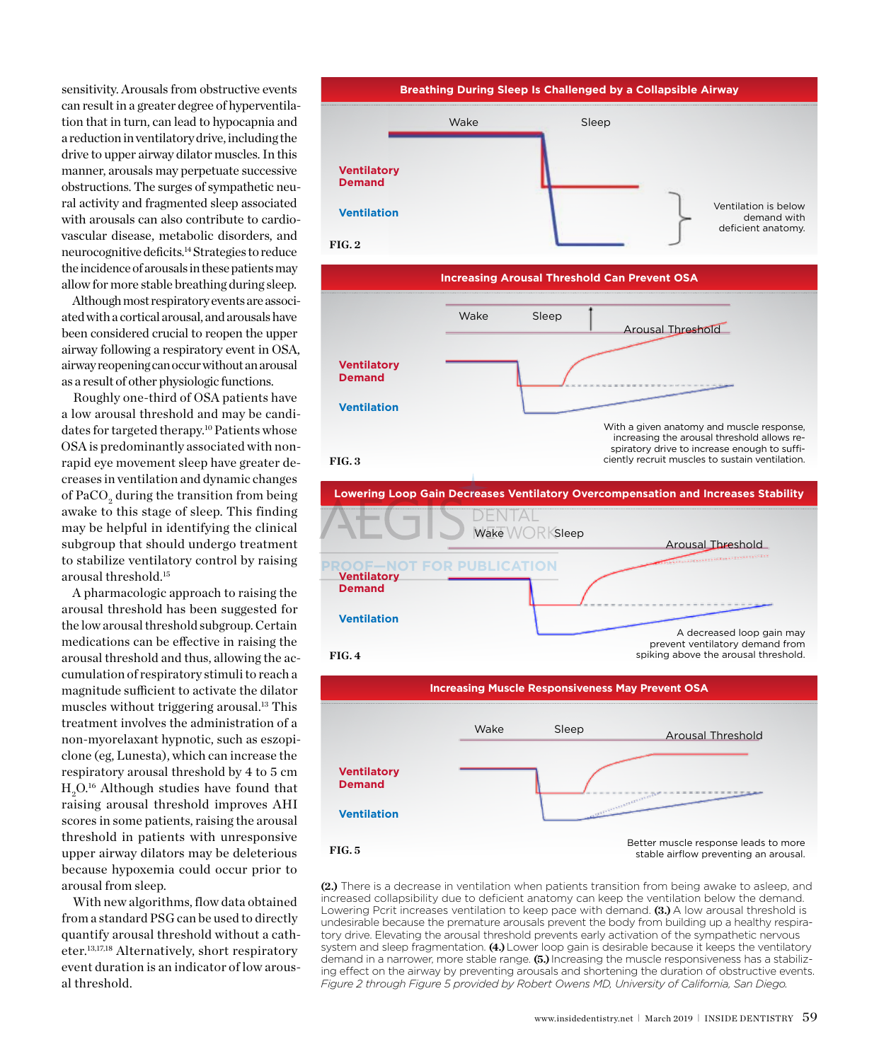sensitivity. Arousals from obstructive events can result in a greater degree of hyperventilation that in turn, can lead to hypocapnia and a reduction in ventilatory drive, including the drive to upper airway dilator muscles. In this manner, arousals may perpetuate successive obstructions. The surges of sympathetic neural activity and fragmented sleep associated with arousals can also contribute to cardiovascular disease, metabolic disorders, and neurocognitive deficits.[14] Strategies to reduce the incidence of arousals in these patients may allow for more stable breathing during sleep.

Although most respiratory events are associated with a cortical arousal, and arousals have been considered crucial to reopen the upper airway following a respiratory event in OSA, airway reopening can occur without an arousal as a result of other physiologic functions.

Roughly one-third of OSA patients have a low arousal threshold and may be candidates for targeted therapy.[10] Patients whose OSA is predominantly associated with non-rapid eye movement sleep have greater decreases in ventilation and dynamic changes of $PaCO_2$ during the transition from being awake to this stage of sleep. This finding may be helpful in identifying the clinical subgroup that should undergo treatment to stabilize ventilatory control by raising arousal threshold.[15]

A pharmacologic approach to raising the arousal threshold has been suggested for the low arousal threshold subgroup. Certain medications can be effective in raising the arousal threshold and thus, allowing the accumulation of respiratory stimuli to reach a magnitude sufficient to activate the dilator muscles without triggering arousal.[13] This treatment involves the administration of a non-myorelaxant hypnotic, such as eszopiclone (eg, Lunesta), which can increase the respiratory arousal threshold by 4 to 5 cm $H_2O$.[16] Although studies have found that raising arousal threshold improves AHI scores in some patients, raising the arousal threshold in patients with unresponsive upper airway dilators may be deleterious because hypoxemia could occur prior to arousal from sleep.

With new algorithms, flow data obtained from a standard PSG can be used to directly quantify arousal threshold without a catheter.[13,17,18] Alternatively, short respiratory event duration is an indicator of low arousal threshold.

**Breathing During Sleep Is Challenged by a Collapsible Airway**

Wake | Sleep

Ventilatory Demand

Ventilation

Ventilation is below demand with deficient anatomy.

FIG. 2

**Increasing Arousal Threshold Can Prevent OSA**

Wake | Sleep | Arousal Threshold

Ventilatory Demand

Ventilation

With a given anatomy and muscle response, increasing the arousal threshold allows respiratory drive to increase enough to sufficiently recruit muscles to sustain ventilation.

FIG. 3

**Lowering Loop Gain Decreases Ventilatory Overcompensation and Increases Stability**

Wake | Sleep | Arousal Threshold

Ventilatory Demand

Ventilation

A decreased loop gain may prevent ventilatory demand from spiking above the arousal threshold.

FIG. 4

**Increasing Muscle Responsiveness May Prevent OSA**

Wake | Sleep | Arousal Threshold

Ventilatory Demand

Ventilation

Better muscle response leads to more stable airflow preventing an arousal.

FIG. 5

**(2.)** There is a decrease in ventilation when patients transition from being awake to asleep, and increased collapsibility due to deficient anatomy can keep the ventilation below the demand. Lowering Pcrit increases ventilation to keep pace with demand. **(3.)** A low arousal threshold is undesirable because the premature arousals prevent the body from building up a healthy respiratory drive. Elevating the arousal threshold prevents early activation of the sympathetic nervous system and sleep fragmentation. **(4.)** Lower loop gain is desirable because it keeps the ventilatory demand in a narrower, more stable range. **(5.)** Increasing the muscle responsiveness has a stabilizing effect on the airway by preventing arousals and shortening the duration of obstructive events. *Figure 2 through Figure 5 provided by Robert Owens MD, University of California, San Diego.*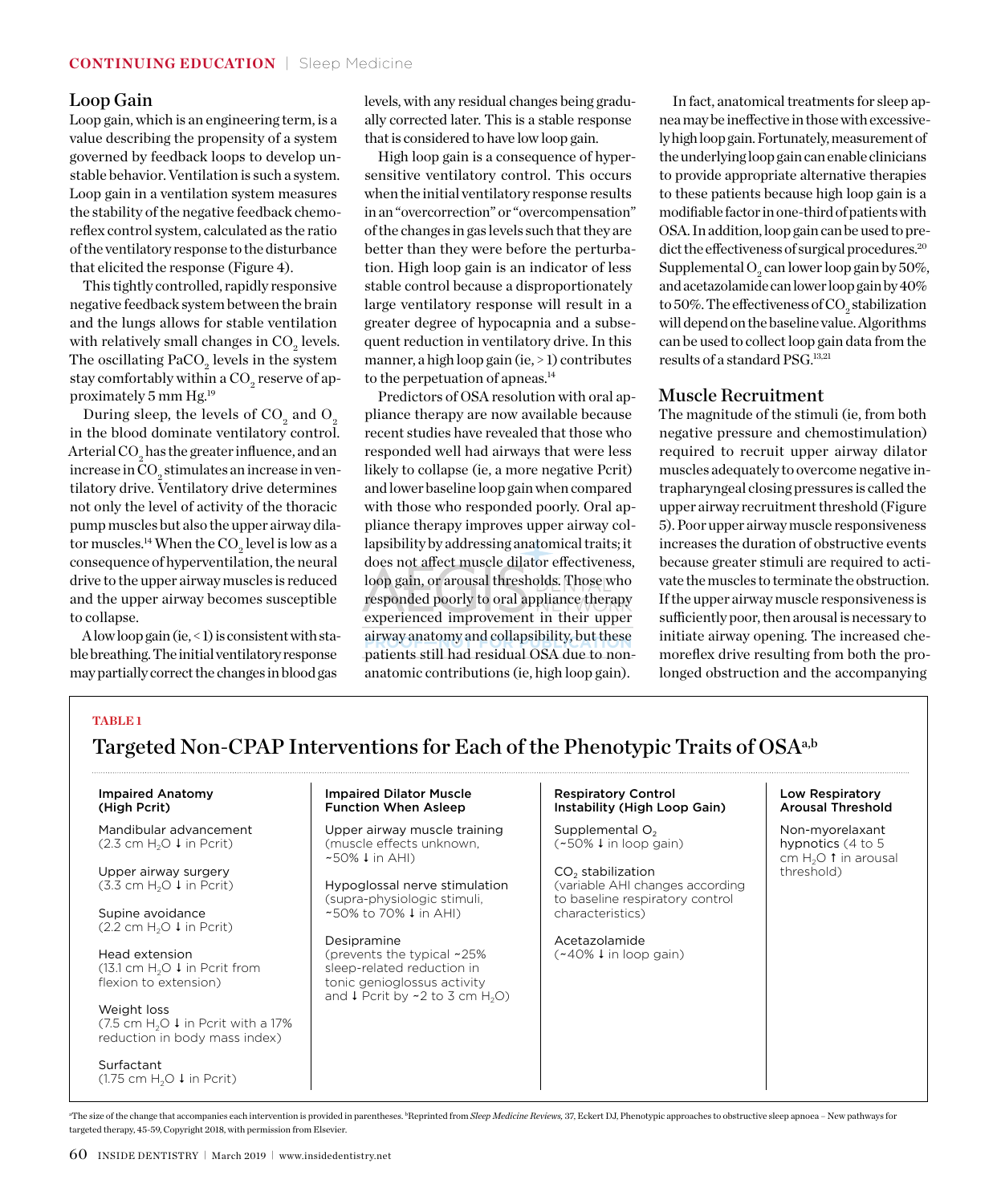## Loop Gain

Loop gain, which is an engineering term, is a value describing the propensity of a system governed by feedback loops to develop unstable behavior. Ventilation is such a system. Loop gain in a ventilation system measures the stability of the negative feedback chemoreflex control system, calculated as the ratio of the ventilatory response to the disturbance that elicited the response (Figure 4).

This tightly controlled, rapidly responsive negative feedback system between the brain and the lungs allows for stable ventilation with relatively small changes in $CO_2$ levels. The oscillating $PaCO_2$ levels in the system stay comfortably within a $CO_2$ reserve of approximately 5 mm Hg.[19]

During sleep, the levels of $CO_2$ and $O_2$ in the blood dominate ventilatory control. Arterial $CO_2$ has the greater influence, and an increase in $CO_2$ stimulates an increase in ventilatory drive. Ventilatory drive determines not only the level of activity of the thoracic pump muscles but also the upper airway dilator muscles.[14] When the $CO_2$ level is low as a consequence of hyperventilation, the neural drive to the upper airway muscles is reduced and the upper airway becomes susceptible to collapse.

A low loop gain (ie, < 1) is consistent with stable breathing. The initial ventilatory response may partially correct the changes in blood gas levels, with any residual changes being gradually corrected later. This is a stable response that is considered to have low loop gain.

High loop gain is a consequence of hypersensitive ventilatory control. This occurs when the initial ventilatory response results in an "overcorrection" or "overcompensation" of the changes in gas levels such that they are better than they were before the perturbation. High loop gain is an indicator of less stable control because a disproportionately large ventilatory response will result in a greater degree of hypocapnia and a subsequent reduction in ventilatory drive. In this manner, a high loop gain (ie, > 1) contributes to the perpetuation of apneas.[14]

Predictors of OSA resolution with oral appliance therapy are now available because recent studies have revealed that those who responded well had airways that were less likely to collapse (ie, a more negative Pcrit) and lower baseline loop gain when compared with those who responded poorly. Oral appliance therapy improves upper airway collapsibility by addressing anatomical traits; it does not affect muscle dilator effectiveness, loop gain, or arousal thresholds. Those who responded poorly to oral appliance therapy experienced improvement in their upper airway anatomy and collapsibility, but these patients still had residual OSA due to nonanatomic contributions (ie, high loop gain).

In fact, anatomical treatments for sleep apnea may be ineffective in those with excessively high loop gain. Fortunately, measurement of the underlying loop gain can enable clinicians to provide appropriate alternative therapies to these patients because high loop gain is a modifiable factor in one-third of patients with OSA. In addition, loop gain can be used to predict the effectiveness of surgical procedures.[20] Supplemental $O_2$ can lower loop gain by 50%, and acetazolamide can lower loop gain by 40% to 50%. The effectiveness of $CO_2$ stabilization will depend on the baseline value. Algorithms can be used to collect loop gain data from the results of a standard PSG.[13,21]

## Muscle Recruitment

The magnitude of the stimuli (ie, from both negative pressure and chemostimulation) required to recruit upper airway dilator muscles adequately to overcome negative intrapharyngeal closing pressures is called the upper airway recruitment threshold (Figure 5). Poor upper airway muscle responsiveness increases the duration of obstructive events because greater stimuli are required to activate the muscles to terminate the obstruction. If the upper airway muscle responsiveness is sufficiently poor, then arousal is necessary to initiate airway opening. The increased chemoreflex drive resulting from both the prolonged obstruction and the accompanying

**TABLE 1**

### Targeted Non-CPAP Interventions for Each of the Phenotypic Traits of OSA[a,b]

| Impaired Anatomy (High Pcrit) | Impaired Dilator Muscle Function When Asleep | Respiratory Control Instability (High Loop Gain) | Low Respiratory Arousal Threshold |
|---|---|---|---|
| Mandibular advancement (2.3 cm $H_2O$ ↓ in Pcrit) | Upper airway muscle training (muscle effects unknown, ~50% ↓ in AHI) | Supplemental $O_2$ (~50% ↓ in loop gain) | Non-myorelaxant hypnotics (4 to 5 cm $H_2O$ ↑ in arousal threshold) |
| Upper airway surgery (3.3 cm $H_2O$ ↓ in Pcrit) | Hypoglossal nerve stimulation (supra-physiologic stimuli, ~50% to 70% ↓ in AHI) | $CO_2$ stabilization (variable AHI changes according to baseline respiratory control characteristics) | |
| Supine avoidance (2.2 cm $H_2O$ ↓ in Pcrit) | Desipramine (prevents the typical ~25% sleep-related reduction in tonic genioglossus activity and ↓ Pcrit by ~2 to 3 cm $H_2O$) | Acetazolamide (~40% ↓ in loop gain) | |
| Head extension (13.1 cm $H_2O$ ↓ in Pcrit from flexion to extension) | | | |
| Weight loss (7.5 cm $H_2O$ ↓ in Pcrit with a 17% reduction in body mass index) | | | |
| Surfactant (1.75 cm $H_2O$ ↓ in Pcrit) | | | |

[a]The size of the change that accompanies each intervention is provided in parentheses. [b]Reprinted from *Sleep Medicine Reviews,* 37, Eckert DJ, Phenotypic approaches to obstructive sleep apnoea – New pathways for targeted therapy, 45-59, Copyright 2018, with permission from Elsevier.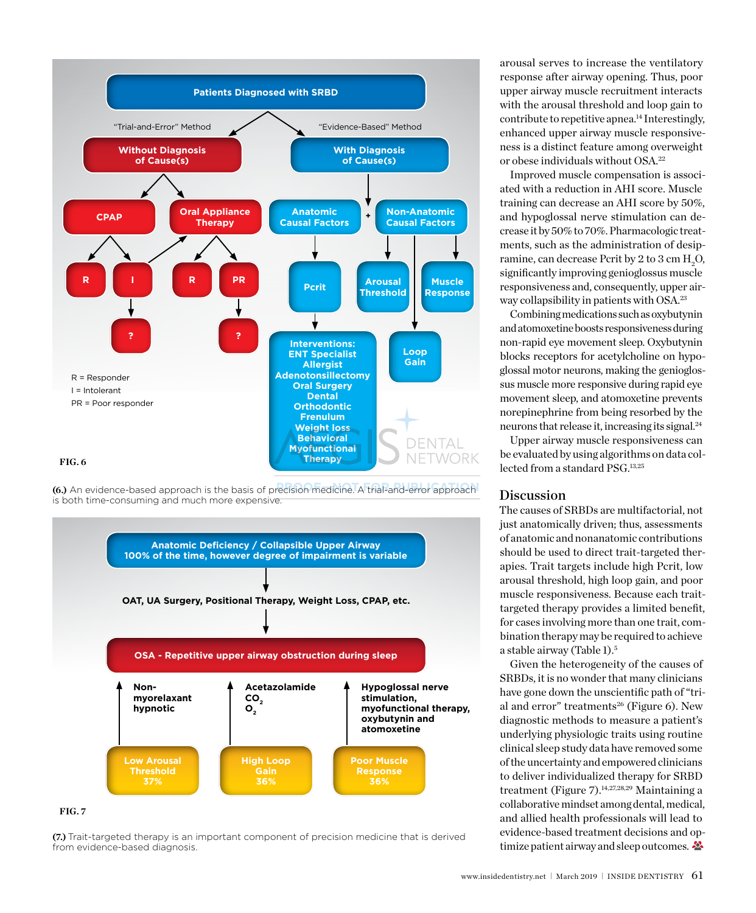**FIG. 6**

**(6.)** An evidence-based approach is the basis of precision medicine. A trial-and-error approach is both time-consuming and much more expensive.

**FIG. 7**

**(7.)** Trait-targeted therapy is an important component of precision medicine that is derived from evidence-based diagnosis.

arousal serves to increase the ventilatory response after airway opening. Thus, poor upper airway muscle recruitment interacts with the arousal threshold and loop gain to contribute to repetitive apnea.[14] Interestingly, enhanced upper airway muscle responsiveness is a distinct feature among overweight or obese individuals without OSA.[22]

Improved muscle compensation is associated with a reduction in AHI score. Muscle training can decrease an AHI score by 50%, and hypoglossal nerve stimulation can decrease it by 50% to 70%. Pharmacologic treatments, such as the administration of desipramine, can decrease Pcrit by 2 to 3 cm $H_2O$, significantly improving genioglossus muscle responsiveness and, consequently, upper airway collapsibility in patients with OSA.[23]

Combining medications such as oxybutynin and atomoxetine boosts responsiveness during non-rapid eye movement sleep. Oxybutynin blocks receptors for acetylcholine on hypoglossal motor neurons, making the genioglossus muscle more responsive during rapid eye movement sleep, and atomoxetine prevents norepinephrine from being resorbed by the neurons that release it, increasing its signal.[24]

Upper airway muscle responsiveness can be evaluated by using algorithms on data collected from a standard PSG.[13,25]

## Discussion

The causes of SRBDs are multifactorial, not just anatomically driven; thus, assessments of anatomic and nonanatomic contributions should be used to direct trait-targeted therapies. Trait targets include high Pcrit, low arousal threshold, high loop gain, and poor muscle responsiveness. Because each trait-targeted therapy provides a limited benefit, for cases involving more than one trait, combination therapy may be required to achieve a stable airway (Table 1).[5]

Given the heterogeneity of the causes of SRBDs, it is no wonder that many clinicians have gone down the unscientific path of "trial and error" treatments[26] (Figure 6). New diagnostic methods to measure a patient's underlying physiologic traits using routine clinical sleep study data have removed some of the uncertainty and empowered clinicians to deliver individualized therapy for SRBD treatment (Figure 7).[14,27,28,29] Maintaining a collaborative mindset among dental, medical, and allied health professionals will lead to evidence-based treatment decisions and optimize patient airway and sleep outcomes.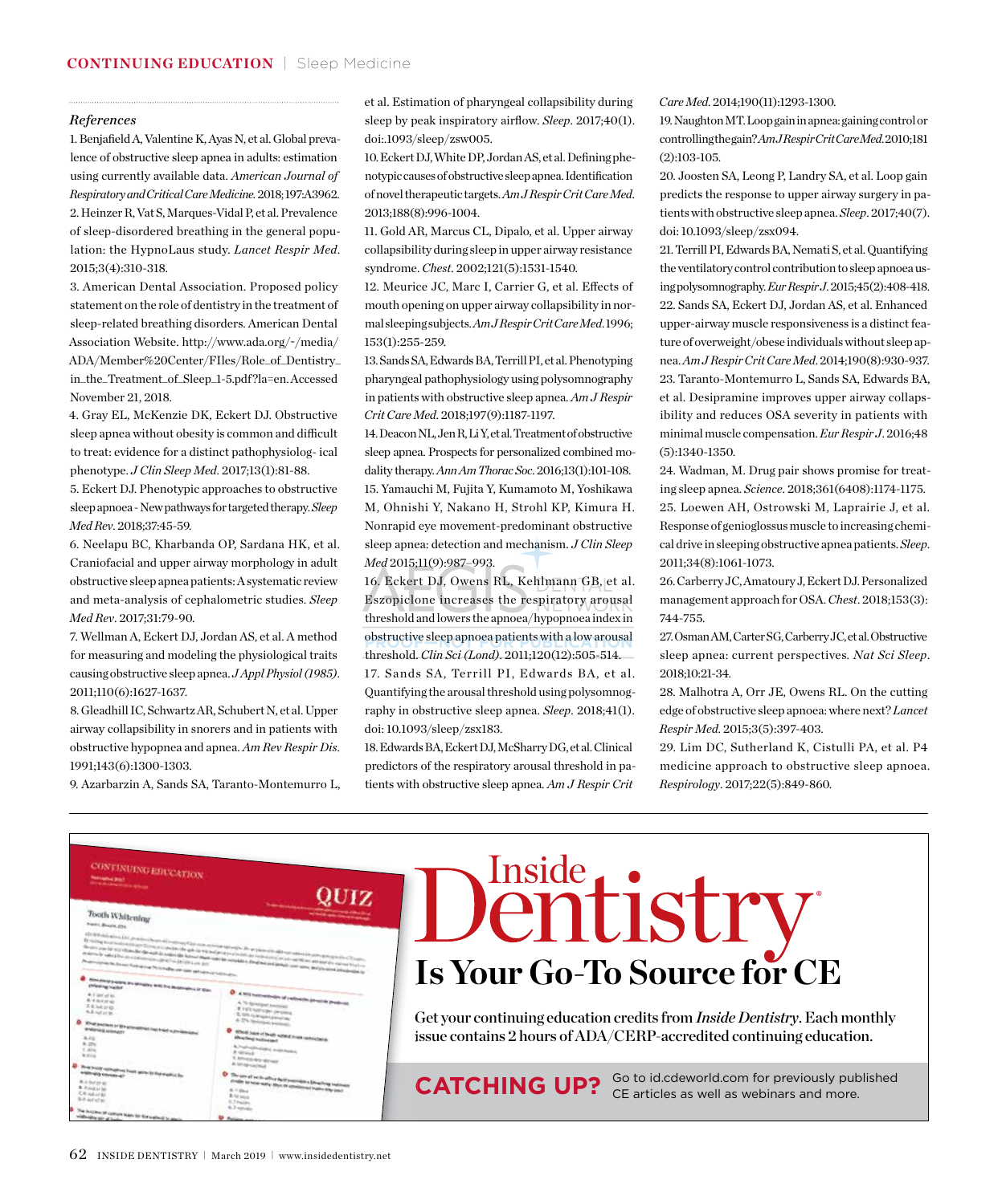### References

1. Benjafield A, Valentine K, Ayas N, et al. Global prevalence of obstructive sleep apnea in adults: estimation using currently available data. *American Journal of Respiratory and Critical Care Medicine*. 2018;197:A3962.
2. Heinzer R, Vat S, Marques-Vidal P, et al. Prevalence of sleep-disordered breathing in the general population: the HypnoLaus study. *Lancet Respir Med*. 2015;3(4):310-318.
3. American Dental Association. Proposed policy statement on the role of dentistry in the treatment of sleep-related breathing disorders. American Dental Association Website. http://www.ada.org/~/media/ADA/Member%20Center/FIles/Role_of_Dentistry_in_the_Treatment_of_Sleep_1-5.pdf?la=en. Accessed November 21, 2018.
4. Gray EL, McKenzie DK, Eckert DJ. Obstructive sleep apnea without obesity is common and difficult to treat: evidence for a distinct pathophysiolog- ical phenotype. *J Clin Sleep Med*. 2017;13(1):81-88.
5. Eckert DJ. Phenotypic approaches to obstructive sleep apnoea - New pathways for targeted therapy. *Sleep Med Rev*. 2018;37:45-59.
6. Neelapu BC, Kharbanda OP, Sardana HK, et al. Craniofacial and upper airway morphology in adult obstructive sleep apnea patients: A systematic review and meta-analysis of cephalometric studies. *Sleep Med Rev*. 2017;31:79-90.
7. Wellman A, Eckert DJ, Jordan AS, et al. A method for measuring and modeling the physiological traits causing obstructive sleep apnea. *J Appl Physiol (1985)*. 2011;110(6):1627-1637.
8. Gleadhill IC, Schwartz AR, Schubert N, et al. Upper airway collapsibility in snorers and in patients with obstructive hypopnea and apnea. *Am Rev Respir Dis*. 1991;143(6):1300-1303.
9. Azarbarzin A, Sands SA, Taranto-Montemurro L, et al. Estimation of pharyngeal collapsibility during sleep by peak inspiratory airflow. *Sleep*. 2017;40(1). doi:.1093/sleep/zsw005.
10. Eckert DJ, White DP, Jordan AS, et al. Defining phenotypic causes of obstructive sleep apnea. Identification of novel therapeutic targets. *Am J Respir Crit Care Med*. 2013;188(8):996-1004.
11. Gold AR, Marcus CL, Dipalo, et al. Upper airway collapsibility during sleep in upper airway resistance syndrome. *Chest*. 2002;121(5):1531-1540.
12. Meurice JC, Marc I, Carrier G, et al. Effects of mouth opening on upper airway collapsibility in normal sleeping subjects. *Am J Respir Crit Care Med*. 1996; 153(1):255-259.
13. Sands SA, Edwards BA, Terrill PI, et al. Phenotyping pharyngeal pathophysiology using polysomnography in patients with obstructive sleep apnea. *Am J Respir Crit Care Med*. 2018;197(9):1187-1197.
14. Deacon NL, Jen R, Li Y, et al. Treatment of obstructive sleep apnea. Prospects for personalized combined modality therapy. *Ann Am Thorac Soc*. 2016;13(1):101-108.
15. Yamauchi M, Fujita Y, Kumamoto M, Yoshikawa M, Ohnishi Y, Nakano H, Strohl KP, Kimura H. Nonrapid eye movement-predominant obstructive sleep apnea: detection and mechanism. *J Clin Sleep Med* 2015;11(9):987–993.
16. Eckert DJ, Owens RL, Kehlmann GB, et al. Eszopiclone increases the respiratory arousal threshold and lowers the apnoea/hypopnoea index in obstructive sleep apnoea patients with a low arousal threshold. *Clin Sci (Lond)*. 2011;120(12):505-514.
17. Sands SA, Terrill PI, Edwards BA, et al. Quantifying the arousal threshold using polysomnography in obstructive sleep apnea. *Sleep*. 2018;41(1). doi: 10.1093/sleep/zsx183.
18. Edwards BA, Eckert DJ, McSharry DG, et al. Clinical predictors of the respiratory arousal threshold in patients with obstructive sleep apnea. *Am J Respir Crit Care Med*. 2014;190(11):1293-1300.
19. Naughton MT. Loop gain in apnea: gaining control or controlling the gain? *Am J Respir Crit Care Med*. 2010;181(2):103-105.
20. Joosten SA, Leong P, Landry SA, et al. Loop gain predicts the response to upper airway surgery in patients with obstructive sleep apnea. *Sleep*. 2017;40(7). doi: 10.1093/sleep/zsx094.
21. Terrill PI, Edwards BA, Nemati S, et al. Quantifying the ventilatory control contribution to sleep apnoea using polysomnography. *Eur Respir J*. 2015;45(2):408-418.
22. Sands SA, Eckert DJ, Jordan AS, et al. Enhanced upper-airway muscle responsiveness is a distinct feature of overweight/obese individuals without sleep apnea. *Am J Respir Crit Care Med*. 2014;190(8):930-937.
23. Taranto-Montemurro L, Sands SA, Edwards BA, et al. Desipramine improves upper airway collapsibility and reduces OSA severity in patients with minimal muscle compensation. *Eur Respir J*. 2016;48(5):1340-1350.
24. Wadman, M. Drug pair shows promise for treating sleep apnea. *Science*. 2018;361(6408):1174-1175.
25. Loewen AH, Ostrowski M, Laprairie J, et al. Response of genioglossus muscle to increasing chemical drive in sleeping obstructive apnea patients. *Sleep*. 2011;34(8):1061-1073.
26. Carberry JC, Amatoury J, Eckert DJ. Personalized management approach for OSA. *Chest*. 2018;153(3):744-755.
27. Osman AM, Carter SG, Carberry JC, et al. Obstructive sleep apnea: current perspectives. *Nat Sci Sleep*. 2018;10:21-34.
28. Malhotra A, Orr JE, Owens RL. On the cutting edge of obstructive sleep apnoea: where next? *Lancet Respir Med*. 2015;3(5):397-403.
29. Lim DC, Sutherland K, Cistulli PA, et al. P4 medicine approach to obstructive sleep apnoea. *Respirology*. 2017;22(5):849-860.

## Inside Dentistry Is Your Go-To Source for CE

Get your continuing education credits from *Inside Dentistry*. Each monthly issue contains 2 hours of ADA/CERP-accredited continuing education.

**CATCHING UP?** Go to id.cdeworld.com for previously published CE articles as well as webinars and more.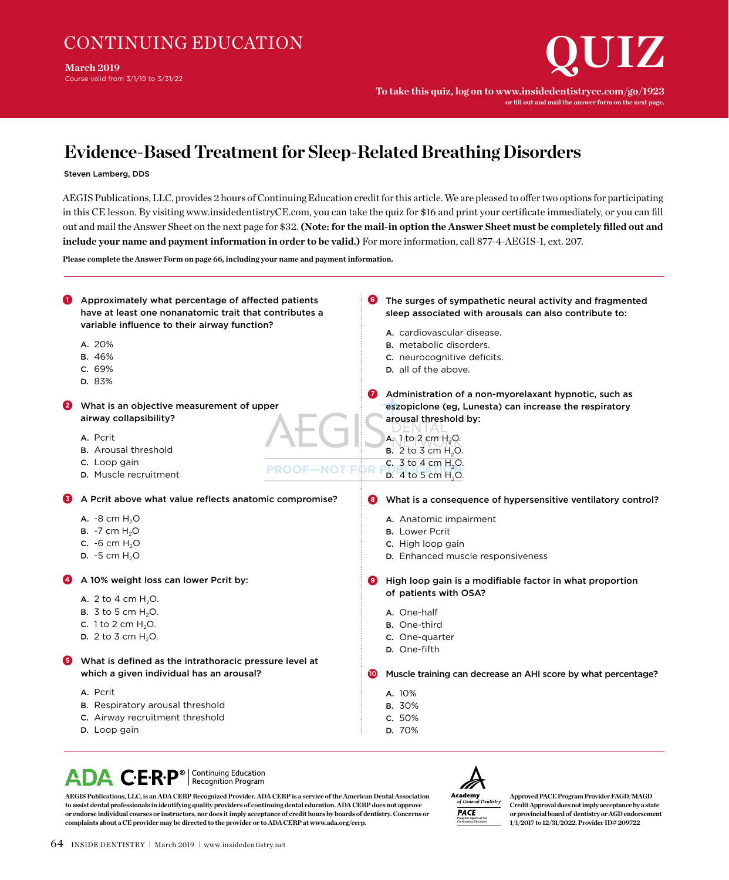# CONTINUING EDUCATION

**March 2019**
Course valid from 3/1/19 to 3/31/22

# QUIZ

**To take this quiz, log on to www.insidedentistryce.com/go/1923**
**or fill out and mail the answer form on the next page.**

## Evidence-Based Treatment for Sleep-Related Breathing Disorders

**Steven Lamberg, DDS**

AEGIS Publications, LLC, provides 2 hours of Continuing Education credit for this article. We are pleased to offer two options for participating in this CE lesson. By visiting www.insidedentistryCE.com, you can take the quiz for $16 and print your certificate immediately, or you can fill out and mail the Answer Sheet on the next page for $32. **(Note: for the mail-in option the Answer Sheet must be completely filled out and include your name and payment information in order to be valid.)** For more information, call 877-4-AEGIS-1, ext. 207.

**Please complete the Answer Form on page 66, including your name and payment information.**

---

**1. Approximately what percentage of affected patients have at least one nonanatomic trait that contributes a variable influence to their airway function?**

A. 20%
B. 46%
C. 69%
D. 83%

**2. What is an objective measurement of upper airway collapsibility?**

A. Pcrit
B. Arousal threshold
C. Loop gain
D. Muscle recruitment

**3. A Pcrit above what value reflects anatomic compromise?**

A. -8 cm $H_2O$
B. -7 cm $H_2O$
C. -6 cm $H_2O$
D. -5 cm $H_2O$

**4. A 10% weight loss can lower Pcrit by:**

A. 2 to 4 cm $H_2O$.
B. 3 to 5 cm $H_2O$.
C. 1 to 2 cm $H_2O$.
D. 2 to 3 cm $H_2O$.

**5. What is defined as the intrathoracic pressure level at which a given individual has an arousal?**

A. Pcrit
B. Respiratory arousal threshold
C. Airway recruitment threshold
D. Loop gain

**6. The surges of sympathetic neural activity and fragmented sleep associated with arousals can also contribute to:**

A. cardiovascular disease.
B. metabolic disorders.
C. neurocognitive deficits.
D. all of the above.

**7. Administration of a non-myorelaxant hypnotic, such as eszopiclone (eg, Lunesta) can increase the respiratory arousal threshold by:**

A. 1 to 2 cm $H_2O$.
B. 2 to 3 cm $H_2O$.
C. 3 to 4 cm $H_2O$.
D. 4 to 5 cm $H_2O$.

**8. What is a consequence of hypersensitive ventilatory control?**

A. Anatomic impairment
B. Lower Pcrit
C. High loop gain
D. Enhanced muscle responsiveness

**9. High loop gain is a modifiable factor in what proportion of patients with OSA?**

A. One-half
B. One-third
C. One-quarter
D. One-fifth

**10. Muscle training can decrease an AHI score by what percentage?**

A. 10%
B. 30%
C. 50%
D. 70%

---

ADA C·E·R·P® | Continuing Education Recognition Program

AEGIS Publications, LLC, is an ADA CERP Recognized Provider. ADA CERP is a service of the American Dental Association to assist dental professionals in identifying quality providers of continuing dental education. ADA CERP does not approve or endorse individual courses or instructors, nor does it imply acceptance of credit hours by boards of dentistry. Concerns or complaints about a CE provider may be directed to the provider or to ADA CERP at www.ada.org/cerp.

Academy of General Dentistry PACE Program Approval for Continuing Education

Approved PACE Program Provider FAGD/MAGD Credit Approval does not imply acceptance by a state or provincial board of dentistry or AGD endorsement 1/1/2017 to 12/31/2022. Provider ID# 209722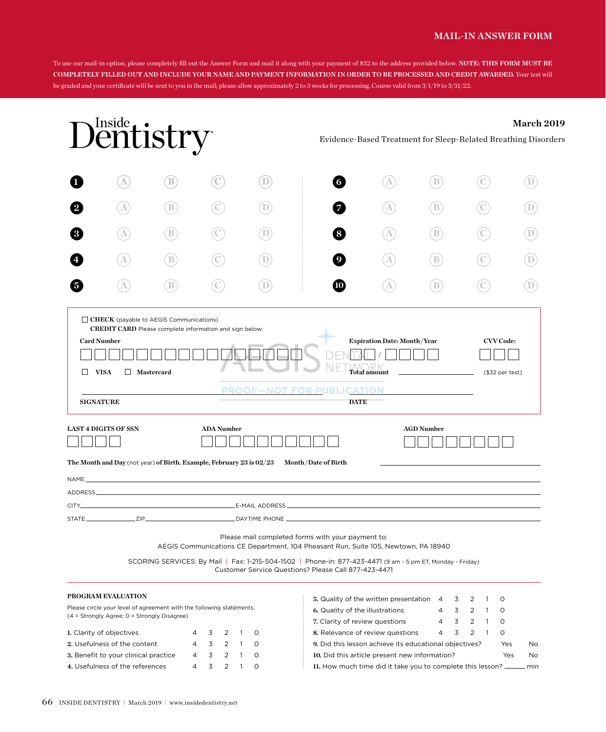# MAIL-IN ANSWER FORM

To use our mail-in option, please completely fill out the Answer Form and mail it along with your payment of $32 to the address provided below. **NOTE: THIS FORM MUST BE COMPLETELY FILLED OUT AND INCLUDE YOUR NAME AND PAYMENT INFORMATION IN ORDER TO BE PROCESSED AND CREDIT AWARDED.** Your test will be graded and your certificate will be sent to you in the mail; please allow approximately 2 to 3 weeks for processing. Course valid from 3/1/19 to 3/31/22.

**Inside Dentistry**

**March 2019**

Evidence-Based Treatment for Sleep-Related Breathing Disorders

| | | | | | | | | | |
|---|---|---|---|---|---|---|---|---|---|
| 1 | A | B | C | D | 6 | A | B | C | D |
| 2 | A | B | C | D | 7 | A | B | C | D |
| 3 | A | B | C | D | 8 | A | B | C | D |
| 4 | A | B | C | D | 9 | A | B | C | D |
| 5 | A | B | C | D | 10 | A | B | C | D |

☐ **CHECK** (payable to AEGIS Communications)

**CREDIT CARD** Please complete information and sign below:

**Card Number** ☐☐☐☐☐☐☐☐☐☐☐☐☐☐☐☐

**Expiration Date: Month/Year** ☐☐ / ☐☐☐☐

**CVV Code:** ☐☐☐

☐ **VISA** ☐ **Mastercard**

**Total amount** ______________ ($32 per test)

**SIGNATURE** ______________ **DATE** ______________

AEGIS DENTAL NETWORK

PROOF—NOT FOR PUBLICATION

**LAST 4 DIGITS OF SSN** ☐☐☐☐

**ADA Number** ☐☐☐☐☐☐☐☐☐☐

**AGD Number** ☐☐☐☐☐☐☐☐

**The Month and Day** (not year) **of Birth. Example, February 23 is 02/23** **Month/Date of Birth** ______________

NAME ______________

ADDRESS ______________

CITY ______________ E-MAIL ADDRESS ______________

STATE ______________ ZIP ______________ DAYTIME PHONE ______________

Please mail completed forms with your payment to:
AEGIS Communications CE Department, 104 Pheasant Run, Suite 105, Newtown, PA 18940

SCORING SERVICES: By Mail | Fax: 1-215-504-1502 | Phone-in: 877-423-4471 (9 am - 5 pm ET, Monday - Friday)
Customer Service Questions? Please Call 877-423-4471

## PROGRAM EVALUATION

Please circle your level of agreement with the following statements.
(4 = Strongly Agree; 0 = Strongly Disagree)

| | | | | | |
|---|---|---|---|---|---|
| **1.** Clarity of objectives | 4 | 3 | 2 | 1 | 0 |
| **2.** Usefulness of the content | 4 | 3 | 2 | 1 | 0 |
| **3.** Benefit to your clinical practice | 4 | 3 | 2 | 1 | 0 |
| **4.** Usefulness of the references | 4 | 3 | 2 | 1 | 0 |
| **5.** Quality of the written presentation | 4 | 3 | 2 | 1 | 0 |
| **6.** Quality of the illustrations | 4 | 3 | 2 | 1 | 0 |
| **7.** Clarity of review questions | 4 | 3 | 2 | 1 | 0 |
| **8.** Relevance of review questions | 4 | 3 | 2 | 1 | 0 |

**9.** Did this lesson achieve its educational objectives? Yes No

**10.** Did this article present new information? Yes No

**11.** How much time did it take you to complete this lesson? ______ min